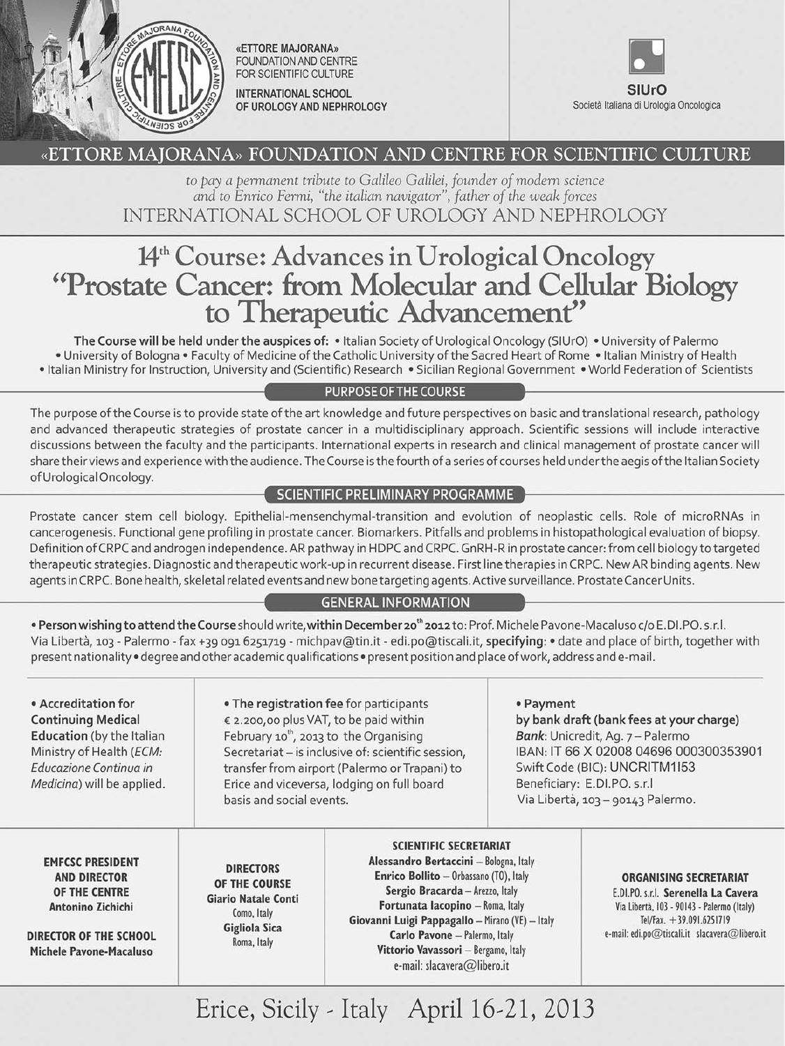«ETTORE MAJORANA» FOUNDATION AND CENTRE FOR SCIENTIFIC CULTURE

INTERNATIONAL SCHOOL OF UROLOGY AND NEPHROLOGY

**SIUrO**
Società Italiana di Urologia Oncologica

# «ETTORE MAJORANA» FOUNDATION AND CENTRE FOR SCIENTIFIC CULTURE

*to pay a permanent tribute to Galileo Galilei, founder of modern science and to Enrico Fermi, "the italian navigator", father of the weak forces*

INTERNATIONAL SCHOOL OF UROLOGY AND NEPHROLOGY

# 14th Course: Advances in Urological Oncology "Prostate Cancer: from Molecular and Cellular Biology to Therapeutic Advancement"

**The Course will be held under the auspices of:** • Italian Society of Urological Oncology (SIUrO) • University of Palermo • University of Bologna • Faculty of Medicine of the Catholic University of the Sacred Heart of Rome • Italian Ministry of Health • Italian Ministry for Instruction, University and (Scientific) Research • Sicilian Regional Government • World Federation of Scientists

## PURPOSE OF THE COURSE

The purpose of the Course is to provide state of the art knowledge and future perspectives on basic and translational research, pathology and advanced therapeutic strategies of prostate cancer in a multidisciplinary approach. Scientific sessions will include interactive discussions between the faculty and the participants. International experts in research and clinical management of prostate cancer will share their views and experience with the audience. The Course is the fourth of a series of courses held under the aegis of the Italian Society of Urological Oncology.

## SCIENTIFIC PRELIMINARY PROGRAMME

Prostate cancer stem cell biology. Epithelial-mensenchymal-transition and evolution of neoplastic cells. Role of microRNAs in cancerogenesis. Functional gene profiling in prostate cancer. Biomarkers. Pitfalls and problems in histopathological evaluation of biopsy. Definition of CRPC and androgen independence. AR pathway in HDPC and CRPC. GnRH-R in prostate cancer: from cell biology to targeted therapeutic strategies. Diagnostic and therapeutic work-up in recurrent disease. First line therapies in CRPC. New AR binding agents. New agents in CRPC. Bone health, skeletal related events and new bone targeting agents. Active surveillance. Prostate Cancer Units.

## GENERAL INFORMATION

• **Person wishing to attend the Course** should write, **within December 20th 2012** to: Prof. Michele Pavone-Macaluso c/o E.DI.PO. s.r.l. Via Libertà, 103 - Palermo - fax +39 091 6251719 - michpav@tin.it - edi.po@tiscali.it, **specifying**: • date and place of birth, together with present nationality • degree and other academic qualifications • present position and place of work, address and e-mail.

• **Accreditation for Continuing Medical Education** (by the Italian Ministry of Health (*ECM: Educazione Continua in Medicina*) will be applied.

• **The registration fee** for participants € 2.200,00 plus VAT, to be paid within February 10th, 2013 to the Organising Secretariat – is inclusive of: scientific session, transfer from airport (Palermo or Trapani) to Erice and viceversa, lodging on full board basis and social events.

• **Payment by bank draft (bank fees at your charge)**
*Bank*: Unicredit, Ag. 7 – Palermo
IBAN: IT 66 X 02008 04696 000300353901
Swift Code (BIC): UNCRITM1I53
Beneficiary: E.DI.PO. s.r.l
Via Libertà, 103 – 90143 Palermo.

**EMFCSC PRESIDENT AND DIRECTOR OF THE CENTRE**
Antonino Zichichi

**DIRECTOR OF THE SCHOOL**
Michele Pavone-Macaluso

**DIRECTORS OF THE COURSE**
Giario Natale Conti – Como, Italy
Gigliola Sica – Roma, Italy

**SCIENTIFIC SECRETARIAT**
Alessandro Bertaccini – Bologna, Italy
Enrico Bollito – Orbassano (TO), Italy
Sergio Bracarda – Arezzo, Italy
Fortunata Iacopino – Roma, Italy
Giovanni Luigi Pappagallo – Mirano (VE) – Italy
Carlo Pavone – Palermo, Italy
Vittorio Vavassori – Bergamo, Italy
e-mail: slacavera@libero.it

**ORGANISING SECRETARIAT**
E.DI.PO. s.r.l. Serenella La Cavera
Via Libertà, 103 - 90143 - Palermo (Italy)
Tel/Fax. +39.091.6251719
e-mail: edi.po@tiscali.it slacavera@libero.it

## Erice, Sicily - Italy April 16-21, 2013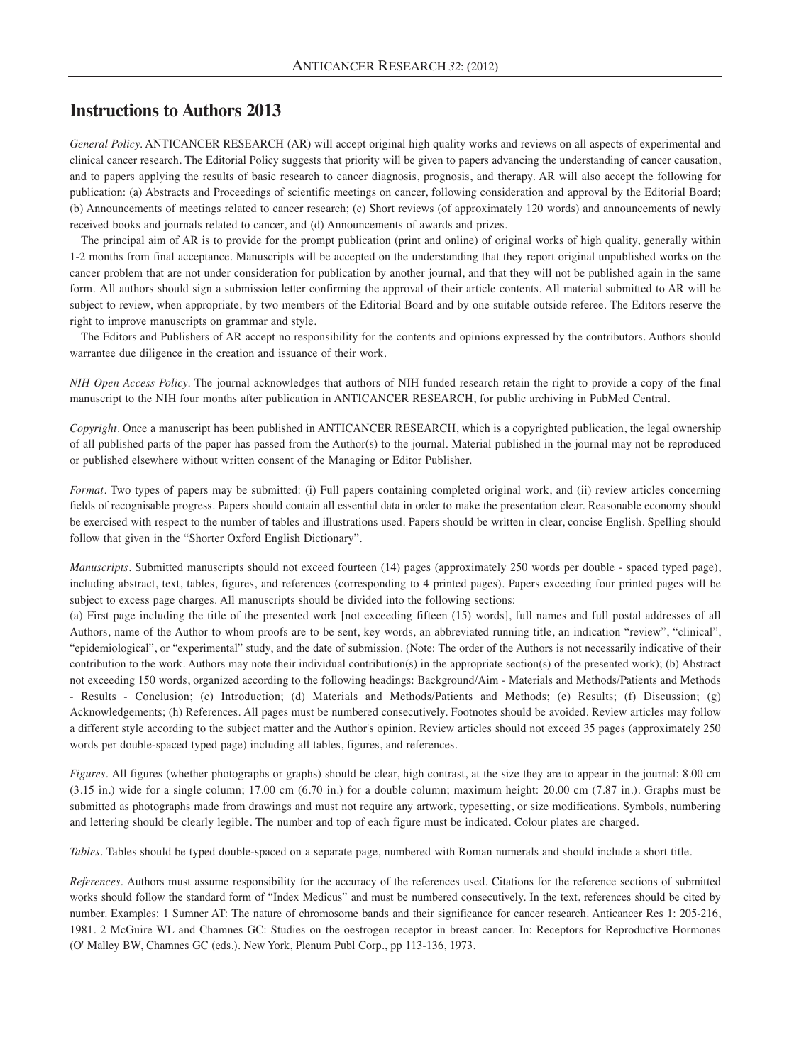# Instructions to Authors 2013

*General Policy*. ANTICANCER RESEARCH (AR) will accept original high quality works and reviews on all aspects of experimental and clinical cancer research. The Editorial Policy suggests that priority will be given to papers advancing the understanding of cancer causation, and to papers applying the results of basic research to cancer diagnosis, prognosis, and therapy. AR will also accept the following for publication: (a) Abstracts and Proceedings of scientific meetings on cancer, following consideration and approval by the Editorial Board; (b) Announcements of meetings related to cancer research; (c) Short reviews (of approximately 120 words) and announcements of newly received books and journals related to cancer, and (d) Announcements of awards and prizes.

The principal aim of AR is to provide for the prompt publication (print and online) of original works of high quality, generally within 1-2 months from final acceptance. Manuscripts will be accepted on the understanding that they report original unpublished works on the cancer problem that are not under consideration for publication by another journal, and that they will not be published again in the same form. All authors should sign a submission letter confirming the approval of their article contents. All material submitted to AR will be subject to review, when appropriate, by two members of the Editorial Board and by one suitable outside referee. The Editors reserve the right to improve manuscripts on grammar and style.

The Editors and Publishers of AR accept no responsibility for the contents and opinions expressed by the contributors. Authors should warrantee due diligence in the creation and issuance of their work.

*NIH Open Access Policy*. The journal acknowledges that authors of NIH funded research retain the right to provide a copy of the final manuscript to the NIH four months after publication in ANTICANCER RESEARCH, for public archiving in PubMed Central.

*Copyright*. Once a manuscript has been published in ANTICANCER RESEARCH, which is a copyrighted publication, the legal ownership of all published parts of the paper has passed from the Author(s) to the journal. Material published in the journal may not be reproduced or published elsewhere without written consent of the Managing or Editor Publisher.

*Format*. Two types of papers may be submitted: (i) Full papers containing completed original work, and (ii) review articles concerning fields of recognisable progress. Papers should contain all essential data in order to make the presentation clear. Reasonable economy should be exercised with respect to the number of tables and illustrations used. Papers should be written in clear, concise English. Spelling should follow that given in the "Shorter Oxford English Dictionary".

*Manuscripts*. Submitted manuscripts should not exceed fourteen (14) pages (approximately 250 words per double - spaced typed page), including abstract, text, tables, figures, and references (corresponding to 4 printed pages). Papers exceeding four printed pages will be subject to excess page charges. All manuscripts should be divided into the following sections:
(a) First page including the title of the presented work [not exceeding fifteen (15) words], full names and full postal addresses of all Authors, name of the Author to whom proofs are to be sent, key words, an abbreviated running title, an indication "review", "clinical", "epidemiological", or "experimental" study, and the date of submission. (Note: The order of the Authors is not necessarily indicative of their contribution to the work. Authors may note their individual contribution(s) in the appropriate section(s) of the presented work); (b) Abstract not exceeding 150 words, organized according to the following headings: Background/Aim - Materials and Methods/Patients and Methods - Results - Conclusion; (c) Introduction; (d) Materials and Methods/Patients and Methods; (e) Results; (f) Discussion; (g) Acknowledgements; (h) References. All pages must be numbered consecutively. Footnotes should be avoided. Review articles may follow a different style according to the subject matter and the Author's opinion. Review articles should not exceed 35 pages (approximately 250 words per double-spaced typed page) including all tables, figures, and references.

*Figures*. All figures (whether photographs or graphs) should be clear, high contrast, at the size they are to appear in the journal: 8.00 cm (3.15 in.) wide for a single column; 17.00 cm (6.70 in.) for a double column; maximum height: 20.00 cm (7.87 in.). Graphs must be submitted as photographs made from drawings and must not require any artwork, typesetting, or size modifications. Symbols, numbering and lettering should be clearly legible. The number and top of each figure must be indicated. Colour plates are charged.

*Tables*. Tables should be typed double-spaced on a separate page, numbered with Roman numerals and should include a short title.

*References*. Authors must assume responsibility for the accuracy of the references used. Citations for the reference sections of submitted works should follow the standard form of "Index Medicus" and must be numbered consecutively. In the text, references should be cited by number. Examples: 1 Sumner AT: The nature of chromosome bands and their significance for cancer research. Anticancer Res 1: 205-216, 1981. 2 McGuire WL and Chamnes GC: Studies on the oestrogen receptor in breast cancer. In: Receptors for Reproductive Hormones (O' Malley BW, Chamnes GC (eds.). New York, Plenum Publ Corp., pp 113-136, 1973.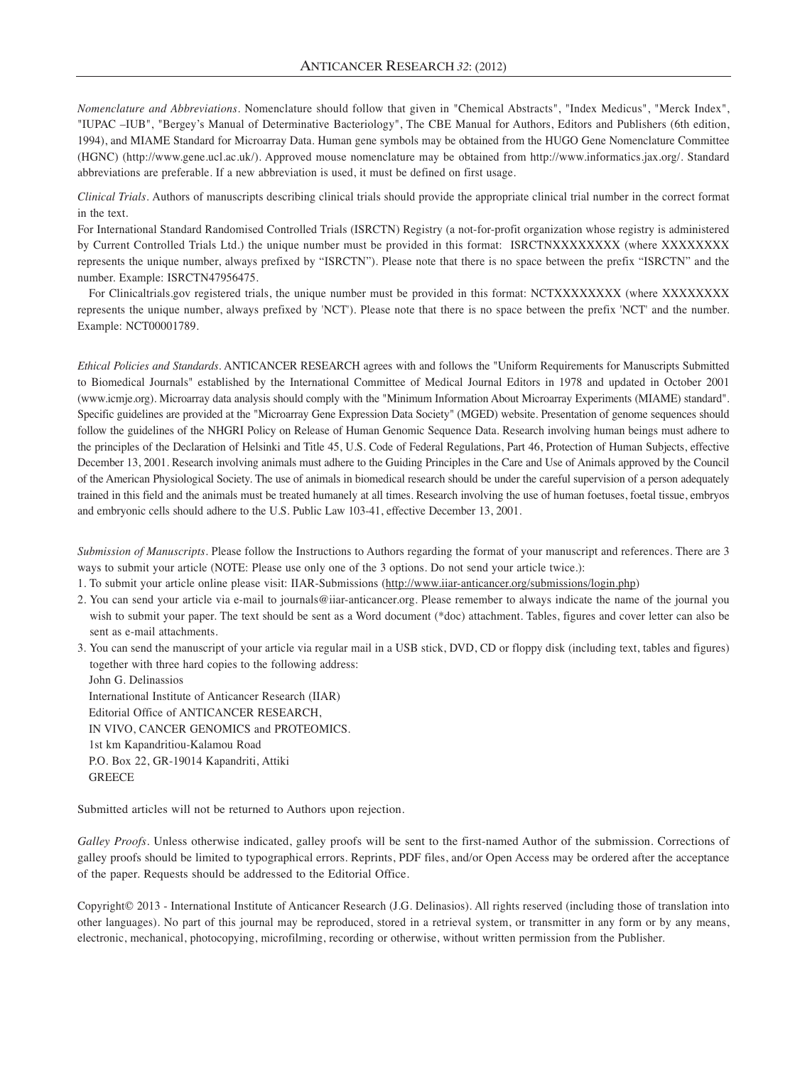*Nomenclature and Abbreviations*. Nomenclature should follow that given in "Chemical Abstracts", "Index Medicus", "Merck Index", "IUPAC –IUB", "Bergey's Manual of Determinative Bacteriology", The CBE Manual for Authors, Editors and Publishers (6th edition, 1994), and MIAME Standard for Microarray Data. Human gene symbols may be obtained from the HUGO Gene Nomenclature Committee (HGNC) (http://www.gene.ucl.ac.uk/). Approved mouse nomenclature may be obtained from http://www.informatics.jax.org/. Standard abbreviations are preferable. If a new abbreviation is used, it must be defined on first usage.

*Clinical Trials*. Authors of manuscripts describing clinical trials should provide the appropriate clinical trial number in the correct format in the text.

For International Standard Randomised Controlled Trials (ISRCTN) Registry (a not-for-profit organization whose registry is administered by Current Controlled Trials Ltd.) the unique number must be provided in this format: ISRCTNXXXXXXXX (where XXXXXXXX represents the unique number, always prefixed by "ISRCTN"). Please note that there is no space between the prefix "ISRCTN" and the number. Example: ISRCTN47956475.

For Clinicaltrials.gov registered trials, the unique number must be provided in this format: NCTXXXXXXXX (where XXXXXXXX represents the unique number, always prefixed by 'NCT'). Please note that there is no space between the prefix 'NCT' and the number. Example: NCT00001789.

*Ethical Policies and Standards*. ANTICANCER RESEARCH agrees with and follows the "Uniform Requirements for Manuscripts Submitted to Biomedical Journals" established by the International Committee of Medical Journal Editors in 1978 and updated in October 2001 (www.icmje.org). Microarray data analysis should comply with the "Minimum Information About Microarray Experiments (MIAME) standard". Specific guidelines are provided at the "Microarray Gene Expression Data Society" (MGED) website. Presentation of genome sequences should follow the guidelines of the NHGRI Policy on Release of Human Genomic Sequence Data. Research involving human beings must adhere to the principles of the Declaration of Helsinki and Title 45, U.S. Code of Federal Regulations, Part 46, Protection of Human Subjects, effective December 13, 2001. Research involving animals must adhere to the Guiding Principles in the Care and Use of Animals approved by the Council of the American Physiological Society. The use of animals in biomedical research should be under the careful supervision of a person adequately trained in this field and the animals must be treated humanely at all times. Research involving the use of human foetuses, foetal tissue, embryos and embryonic cells should adhere to the U.S. Public Law 103-41, effective December 13, 2001.

*Submission of Manuscripts*. Please follow the Instructions to Authors regarding the format of your manuscript and references. There are 3 ways to submit your article (NOTE: Please use only one of the 3 options. Do not send your article twice.):

1. To submit your article online please visit: IIAR-Submissions (http://www.iiar-anticancer.org/submissions/login.php)
2. You can send your article via e-mail to journals@iiar-anticancer.org. Please remember to always indicate the name of the journal you wish to submit your paper. The text should be sent as a Word document (*doc) attachment. Tables, figures and cover letter can also be sent as e-mail attachments.
3. You can send the manuscript of your article via regular mail in a USB stick, DVD, CD or floppy disk (including text, tables and figures) together with three hard copies to the following address:

   John G. Delinassios  
   International Institute of Anticancer Research (IIAR)  
   Editorial Office of ANTICANCER RESEARCH,  
   IN VIVO, CANCER GENOMICS and PROTEOMICS.  
   1st km Kapandritiou-Kalamou Road  
   P.O. Box 22, GR-19014 Kapandriti, Attiki  
   GREECE

Submitted articles will not be returned to Authors upon rejection.

*Galley Proofs*. Unless otherwise indicated, galley proofs will be sent to the first-named Author of the submission. Corrections of galley proofs should be limited to typographical errors. Reprints, PDF files, and/or Open Access may be ordered after the acceptance of the paper. Requests should be addressed to the Editorial Office.

Copyright© 2013 - International Institute of Anticancer Research (J.G. Delinasios). All rights reserved (including those of translation into other languages). No part of this journal may be reproduced, stored in a retrieval system, or transmitter in any form or by any means, electronic, mechanical, photocopying, microfilming, recording or otherwise, without written permission from the Publisher.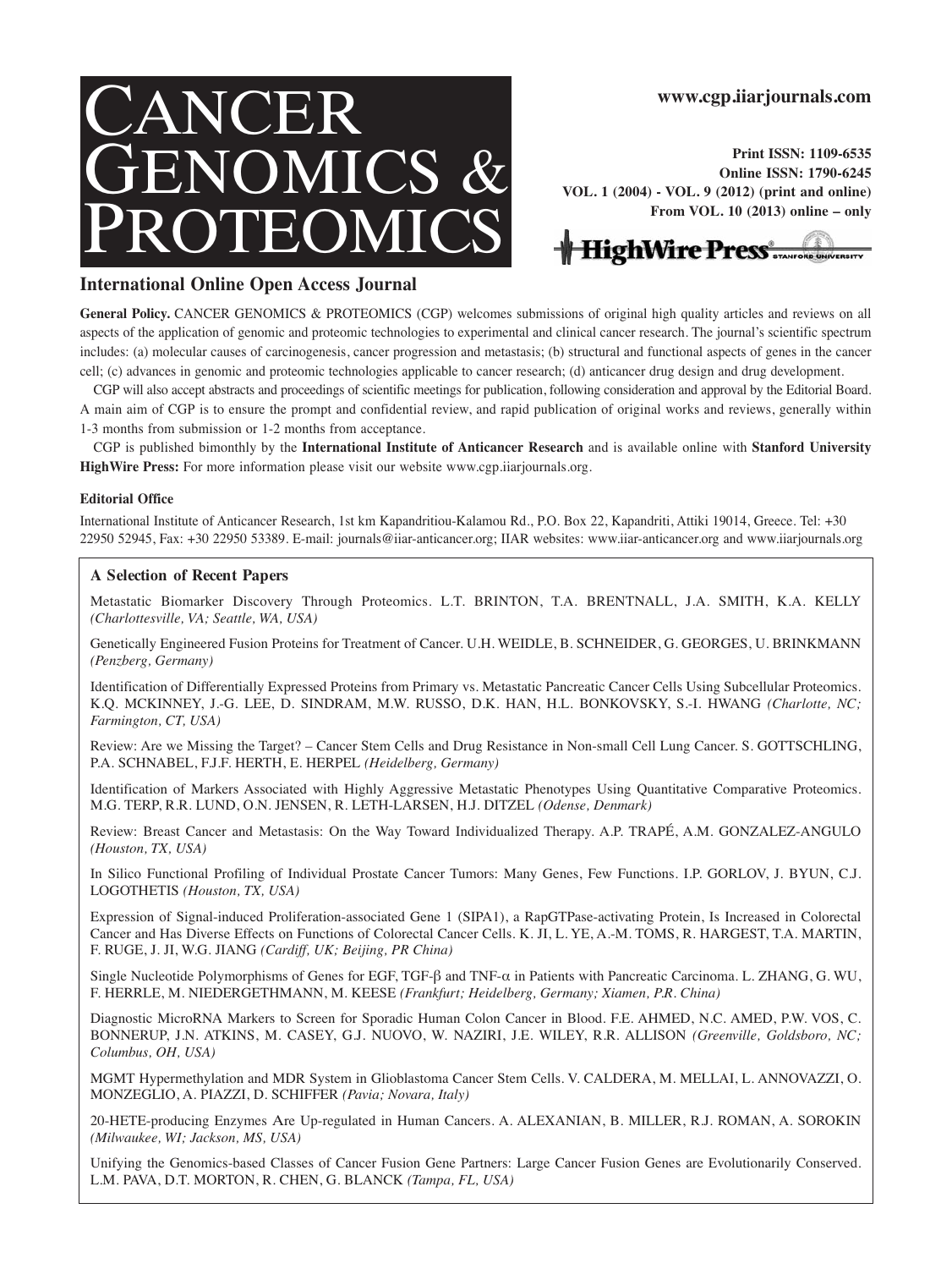# CANCER GENOMICS & PROTEOMICS

**www.cgp.iiarjournals.com**

**Print ISSN: 1109-6535**
**Online ISSN: 1790-6245**
**VOL. 1 (2004) - VOL. 9 (2012) (print and online)**
**From VOL. 10 (2013) online – only**

HighWire Press® STANFORD UNIVERSITY

## International Online Open Access Journal

**General Policy.** CANCER GENOMICS & PROTEOMICS (CGP) welcomes submissions of original high quality articles and reviews on all aspects of the application of genomic and proteomic technologies to experimental and clinical cancer research. The journal's scientific spectrum includes: (a) molecular causes of carcinogenesis, cancer progression and metastasis; (b) structural and functional aspects of genes in the cancer cell; (c) advances in genomic and proteomic technologies applicable to cancer research; (d) anticancer drug design and drug development.

CGP will also accept abstracts and proceedings of scientific meetings for publication, following consideration and approval by the Editorial Board. A main aim of CGP is to ensure the prompt and confidential review, and rapid publication of original works and reviews, generally within 1-3 months from submission or 1-2 months from acceptance.

CGP is published bimonthly by the **International Institute of Anticancer Research** and is available online with **Stanford University HighWire Press:** For more information please visit our website www.cgp.iiarjournals.org.

**Editorial Office**

International Institute of Anticancer Research, 1st km Kapandritiou-Kalamou Rd., P.O. Box 22, Kapandriti, Attiki 19014, Greece. Tel: +30 22950 52945, Fax: +30 22950 53389. E-mail: journals@iiar-anticancer.org; IIAR websites: www.iiar-anticancer.org and www.iiarjournals.org

### A Selection of Recent Papers

Metastatic Biomarker Discovery Through Proteomics. L.T. BRINTON, T.A. BRENTNALL, J.A. SMITH, K.A. KELLY *(Charlottesville, VA; Seattle, WA, USA)*

Genetically Engineered Fusion Proteins for Treatment of Cancer. U.H. WEIDLE, B. SCHNEIDER, G. GEORGES, U. BRINKMANN *(Penzberg, Germany)*

Identification of Differentially Expressed Proteins from Primary vs. Metastatic Pancreatic Cancer Cells Using Subcellular Proteomics. K.Q. MCKINNEY, J.-G. LEE, D. SINDRAM, M.W. RUSSO, D.K. HAN, H.L. BONKOVSKY, S.-I. HWANG *(Charlotte, NC; Farmington, CT, USA)*

Review: Are we Missing the Target? – Cancer Stem Cells and Drug Resistance in Non-small Cell Lung Cancer. S. GOTTSCHLING, P.A. SCHNABEL, F.J.F. HERTH, E. HERPEL *(Heidelberg, Germany)*

Identification of Markers Associated with Highly Aggressive Metastatic Phenotypes Using Quantitative Comparative Proteomics. M.G. TERP, R.R. LUND, O.N. JENSEN, R. LETH-LARSEN, H.J. DITZEL *(Odense, Denmark)*

Review: Breast Cancer and Metastasis: On the Way Toward Individualized Therapy. A.P. TRAPÉ, A.M. GONZALEZ-ANGULO *(Houston, TX, USA)*

In Silico Functional Profiling of Individual Prostate Cancer Tumors: Many Genes, Few Functions. I.P. GORLOV, J. BYUN, C.J. LOGOTHETIS *(Houston, TX, USA)*

Expression of Signal-induced Proliferation-associated Gene 1 (SIPA1), a RapGTPase-activating Protein, Is Increased in Colorectal Cancer and Has Diverse Effects on Functions of Colorectal Cancer Cells. K. JI, L. YE, A.-M. TOMS, R. HARGEST, T.A. MARTIN, F. RUGE, J. JI, W.G. JIANG *(Cardiff, UK; Beijing, PR China)*

Single Nucleotide Polymorphisms of Genes for EGF, TGF-β and TNF-α in Patients with Pancreatic Carcinoma. L. ZHANG, G. WU, F. HERRLE, M. NIEDERGETHMANN, M. KEESE *(Frankfurt; Heidelberg, Germany; Xiamen, P.R. China)*

Diagnostic MicroRNA Markers to Screen for Sporadic Human Colon Cancer in Blood. F.E. AHMED, N.C. AMED, P.W. VOS, C. BONNERUP, J.N. ATKINS, M. CASEY, G.J. NUOVO, W. NAZIRI, J.E. WILEY, R.R. ALLISON *(Greenville, Goldsboro, NC; Columbus, OH, USA)*

MGMT Hypermethylation and MDR System in Glioblastoma Cancer Stem Cells. V. CALDERA, M. MELLAI, L. ANNOVAZZI, O. MONZEGLIO, A. PIAZZI, D. SCHIFFER *(Pavia; Novara, Italy)*

20-HETE-producing Enzymes Are Up-regulated in Human Cancers. A. ALEXANIAN, B. MILLER, R.J. ROMAN, A. SOROKIN *(Milwaukee, WI; Jackson, MS, USA)*

Unifying the Genomics-based Classes of Cancer Fusion Gene Partners: Large Cancer Fusion Genes are Evolutionarily Conserved. L.M. PAVA, D.T. MORTON, R. CHEN, G. BLANCK *(Tampa, FL, USA)*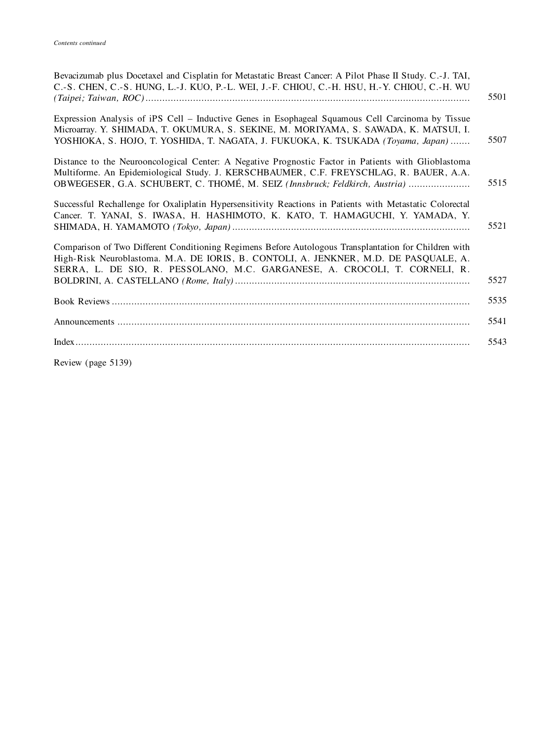*Contents continued*

Bevacizumab plus Docetaxel and Cisplatin for Metastatic Breast Cancer: A Pilot Phase II Study. C.-J. TAI, C.-S. CHEN, C.-S. HUNG, L.-J. KUO, P.-L. WEI, J.-F. CHIOU, C.-H. HSU, H.-Y. CHIOU, C.-H. WU *(Taipei; Taiwan, ROC)* ........ 5501

Expression Analysis of iPS Cell – Inductive Genes in Esophageal Squamous Cell Carcinoma by Tissue Microarray. Y. SHIMADA, T. OKUMURA, S. SEKINE, M. MORIYAMA, S. SAWADA, K. MATSUI, I. YOSHIOKA, S. HOJO, T. YOSHIDA, T. NAGATA, J. FUKUOKA, K. TSUKADA *(Toyama, Japan)* ........ 5507

Distance to the Neurooncological Center: A Negative Prognostic Factor in Patients with Glioblastoma Multiforme. An Epidemiological Study. J. KERSCHBAUMER, C.F. FREYSCHLAG, R. BAUER, A.A. OBWEGESER, G.A. SCHUBERT, C. THOMÉ, M. SEIZ *(Innsbruck; Feldkirch, Austria)* ........ 5515

Successful Rechallenge for Oxaliplatin Hypersensitivity Reactions in Patients with Metastatic Colorectal Cancer. T. YANAI, S. IWASA, H. HASHIMOTO, K. KATO, T. HAMAGUCHI, Y. YAMADA, Y. SHIMADA, H. YAMAMOTO *(Tokyo, Japan)* ........ 5521

Comparison of Two Different Conditioning Regimens Before Autologous Transplantation for Children with High-Risk Neuroblastoma. M.A. DE IORIS, B. CONTOLI, A. JENKNER, M.D. DE PASQUALE, A. SERRA, L. DE SIO, R. PESSOLANO, M.C. GARGANESE, A. CROCOLI, T. CORNELI, R. BOLDRINI, A. CASTELLANO *(Rome, Italy)* ........ 5527

Book Reviews ........ 5535

Announcements ........ 5541

Index ........ 5543

Review (page 5139)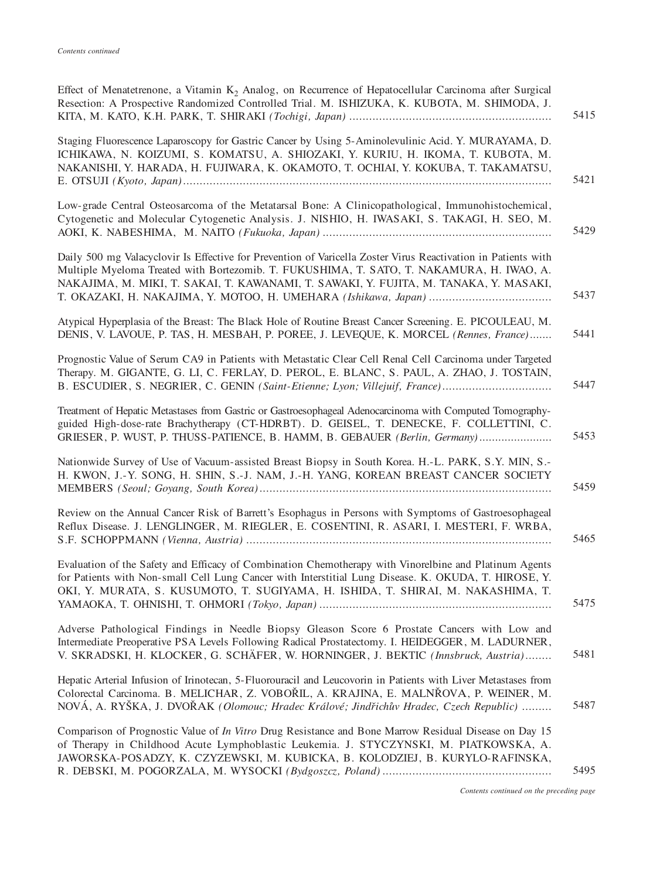*Contents continued*

Effect of Menatetrenone, a Vitamin $K_2$ Analog, on Recurrence of Hepatocellular Carcinoma after Surgical Resection: A Prospective Randomized Controlled Trial. M. ISHIZUKA, K. KUBOTA, M. SHIMODA, J. KITA, M. KATO, K.H. PARK, T. SHIRAKI *(Tochigi, Japan)* ............................................................ 5415

Staging Fluorescence Laparoscopy for Gastric Cancer by Using 5-Aminolevulinic Acid. Y. MURAYAMA, D. ICHIKAWA, N. KOIZUMI, S. KOMATSU, A. SHIOZAKI, Y. KURIU, H. IKOMA, T. KUBOTA, M. NAKANISHI, Y. HARADA, H. FUJIWARA, K. OKAMOTO, T. OCHIAI, Y. KOKUBA, T. TAKAMATSU, E. OTSUJI *(Kyoto, Japan)* ............................................................ 5421

Low-grade Central Osteosarcoma of the Metatarsal Bone: A Clinicopathological, Immunohistochemical, Cytogenetic and Molecular Cytogenetic Analysis. J. NISHIO, H. IWASAKI, S. TAKAGI, H. SEO, M. AOKI, K. NABESHIMA, M. NAITO *(Fukuoka, Japan)* ............................................................ 5429

Daily 500 mg Valacyclovir Is Effective for Prevention of Varicella Zoster Virus Reactivation in Patients with Multiple Myeloma Treated with Bortezomib. T. FUKUSHIMA, T. SATO, T. NAKAMURA, H. IWAO, A. NAKAJIMA, M. MIKI, T. SAKAI, T. KAWANAMI, T. SAWAKI, Y. FUJITA, M. TANAKA, Y. MASAKI, T. OKAZAKI, H. NAKAJIMA, Y. MOTOO, H. UMEHARA *(Ishikawa, Japan)* ............................................................ 5437

Atypical Hyperplasia of the Breast: The Black Hole of Routine Breast Cancer Screening. E. PICOULEAU, M. DENIS, V. LAVOUE, P. TAS, H. MESBAH, P. POREE, J. LEVEQUE, K. MORCEL *(Rennes, France)* ....... 5441

Prognostic Value of Serum CA9 in Patients with Metastatic Clear Cell Renal Cell Carcinoma under Targeted Therapy. M. GIGANTE, G. LI, C. FERLAY, D. PEROL, E. BLANC, S. PAUL, A. ZHAO, J. TOSTAIN, B. ESCUDIER, S. NEGRIER, C. GENIN *(Saint-Etienne; Lyon; Villejuif, France)* ............................................................ 5447

Treatment of Hepatic Metastases from Gastric or Gastroesophageal Adenocarcinoma with Computed Tomography-guided High-dose-rate Brachytherapy (CT-HDRBT). D. GEISEL, T. DENECKE, F. COLLETTINI, C. GRIESER, P. WUST, P. THUSS-PATIENCE, B. HAMM, B. GEBAUER *(Berlin, Germany)* ....................... 5453

Nationwide Survey of Use of Vacuum-assisted Breast Biopsy in South Korea. H.-L. PARK, S.Y. MIN, S.-H. KWON, J.-Y. SONG, H. SHIN, S.-J. NAM, J.-H. YANG, KOREAN BREAST CANCER SOCIETY MEMBERS *(Seoul; Goyang, South Korea)* ............................................................ 5459

Review on the Annual Cancer Risk of Barrett's Esophagus in Persons with Symptoms of Gastroesophageal Reflux Disease. J. LENGLINGER, M. RIEGLER, E. COSENTINI, R. ASARI, I. MESTERI, F. WRBA, S.F. SCHOPPMANN *(Vienna, Austria)* ............................................................ 5465

Evaluation of the Safety and Efficacy of Combination Chemotherapy with Vinorelbine and Platinum Agents for Patients with Non-small Cell Lung Cancer with Interstitial Lung Disease. K. OKUDA, T. HIROSE, Y. OKI, Y. MURATA, S. KUSUMOTO, T. SUGIYAMA, H. ISHIDA, T. SHIRAI, M. NAKASHIMA, T. YAMAOKA, T. OHNISHI, T. OHMORI *(Tokyo, Japan)* ............................................................ 5475

Adverse Pathological Findings in Needle Biopsy Gleason Score 6 Prostate Cancers with Low and Intermediate Preoperative PSA Levels Following Radical Prostatectomy. I. HEIDEGGER, M. LADURNER, V. SKRADSKI, H. KLOCKER, G. SCHÄFER, W. HORNINGER, J. BEKTIC *(Innsbruck, Austria)* ........ 5481

Hepatic Arterial Infusion of Irinotecan, 5-Fluorouracil and Leucovorin in Patients with Liver Metastases from Colorectal Carcinoma. B. MELICHAR, Z. VOBOŘIL, A. KRAJINA, E. MALNŘOVA, P. WEINER, M. NOVÁ, A. RYŠKA, J. DVOŘAK *(Olomouc; Hradec Králové; Jindřichův Hradec, Czech Republic)* ......... 5487

Comparison of Prognostic Value of *In Vitro* Drug Resistance and Bone Marrow Residual Disease on Day 15 of Therapy in Childhood Acute Lymphoblastic Leukemia. J. STYCZYNSKI, M. PIATKOWSKA, A. JAWORSKA-POSADZY, K. CZYZEWSKI, M. KUBICKA, B. KOLODZIEJ, B. KURYLO-RAFINSKA, R. DEBSKI, M. POGORZALA, M. WYSOCKI *(Bydgoszcz, Poland)* ............................................................ 5495

*Contents continued on the preceding page*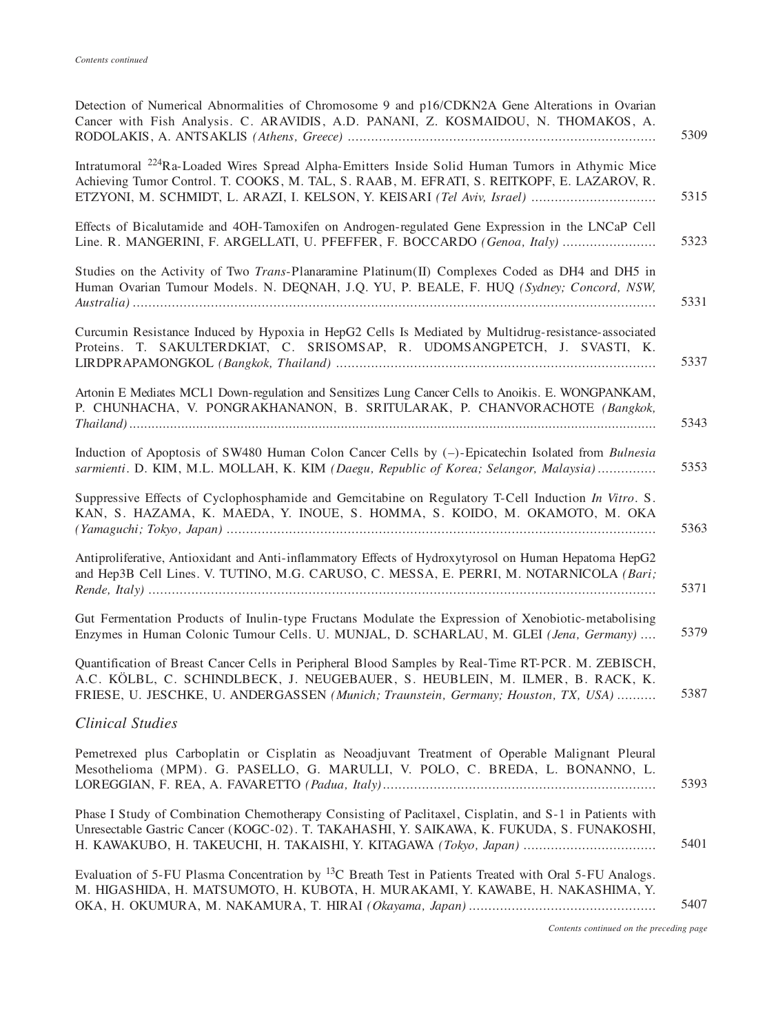*Contents continued*

Detection of Numerical Abnormalities of Chromosome 9 and p16/CDKN2A Gene Alterations in Ovarian Cancer with Fish Analysis. C. ARAVIDIS, A.D. PANANI, Z. KOSMAIDOU, N. THOMAKOS, A. RODOLAKIS, A. ANTSAKLIS *(Athens, Greece)* ........ 5309

Intratumoral $^{224}$Ra-Loaded Wires Spread Alpha-Emitters Inside Solid Human Tumors in Athymic Mice Achieving Tumor Control. T. COOKS, M. TAL, S. RAAB, M. EFRATI, S. REITKOPF, E. LAZAROV, R. ETZYONI, M. SCHMIDT, L. ARAZI, I. KELSON, Y. KEISARI *(Tel Aviv, Israel)* ........ 5315

Effects of Bicalutamide and 4OH-Tamoxifen on Androgen-regulated Gene Expression in the LNCaP Cell Line. R. MANGERINI, F. ARGELLATI, U. PFEFFER, F. BOCCARDO *(Genoa, Italy)* ........ 5323

Studies on the Activity of Two *Trans*-Planaramine Platinum(II) Complexes Coded as DH4 and DH5 in Human Ovarian Tumour Models. N. DEQNAH, J.Q. YU, P. BEALE, F. HUQ *(Sydney; Concord, NSW, Australia)* ........ 5331

Curcumin Resistance Induced by Hypoxia in HepG2 Cells Is Mediated by Multidrug-resistance-associated Proteins. T. SAKULTERDKIAT, C. SRISOMSAP, R. UDOMSANGPETCH, J. SVASTI, K. LIRDPRAPAMONGKOL *(Bangkok, Thailand)* ........ 5337

Artonin E Mediates MCL1 Down-regulation and Sensitizes Lung Cancer Cells to Anoikis. E. WONGPANKAM, P. CHUNHACHA, V. PONGRAKHANANON, B. SRITULARAK, P. CHANVORACHOTE *(Bangkok, Thailand)* ........ 5343

Induction of Apoptosis of SW480 Human Colon Cancer Cells by (–)-Epicatechin Isolated from *Bulnesia sarmienti*. D. KIM, M.L. MOLLAH, K. KIM *(Daegu, Republic of Korea; Selangor, Malaysia)* ........ 5353

Suppressive Effects of Cyclophosphamide and Gemcitabine on Regulatory T-Cell Induction *In Vitro*. S. KAN, S. HAZAMA, K. MAEDA, Y. INOUE, S. HOMMA, S. KOIDO, M. OKAMOTO, M. OKA *(Yamaguchi; Tokyo, Japan)* ........ 5363

Antiproliferative, Antioxidant and Anti-inflammatory Effects of Hydroxytyrosol on Human Hepatoma HepG2 and Hep3B Cell Lines. V. TUTINO, M.G. CARUSO, C. MESSA, E. PERRI, M. NOTARNICOLA *(Bari; Rende, Italy)* ........ 5371

Gut Fermentation Products of Inulin-type Fructans Modulate the Expression of Xenobiotic-metabolising Enzymes in Human Colonic Tumour Cells. U. MUNJAL, D. SCHARLAU, M. GLEI *(Jena, Germany)* ........ 5379

Quantification of Breast Cancer Cells in Peripheral Blood Samples by Real-Time RT-PCR. M. ZEBISCH, A.C. KÖLBL, C. SCHINDLBECK, J. NEUGEBAUER, S. HEUBLEIN, M. ILMER, B. RACK, K. FRIESE, U. JESCHKE, U. ANDERGASSEN *(Munich; Traunstein, Germany; Houston, TX, USA)* ........ 5387

## *Clinical Studies*

Pemetrexed plus Carboplatin or Cisplatin as Neoadjuvant Treatment of Operable Malignant Pleural Mesothelioma (MPM). G. PASELLO, G. MARULLI, V. POLO, C. BREDA, L. BONANNO, L. LOREGGIAN, F. REA, A. FAVARETTO *(Padua, Italy)* ........ 5393

Phase I Study of Combination Chemotherapy Consisting of Paclitaxel, Cisplatin, and S-1 in Patients with Unresectable Gastric Cancer (KOGC-02). T. TAKAHASHI, Y. SAIKAWA, K. FUKUDA, S. FUNAKOSHI, H. KAWAKUBO, H. TAKEUCHI, H. TAKAISHI, Y. KITAGAWA *(Tokyo, Japan)* ........ 5401

Evaluation of 5-FU Plasma Concentration by $^{13}$C Breath Test in Patients Treated with Oral 5-FU Analogs. M. HIGASHIDA, H. MATSUMOTO, H. KUBOTA, H. MURAKAMI, Y. KAWABE, H. NAKASHIMA, Y. OKA, H. OKUMURA, M. NAKAMURA, T. HIRAI *(Okayama, Japan)* ........ 5407

*Contents continued on the preceding page*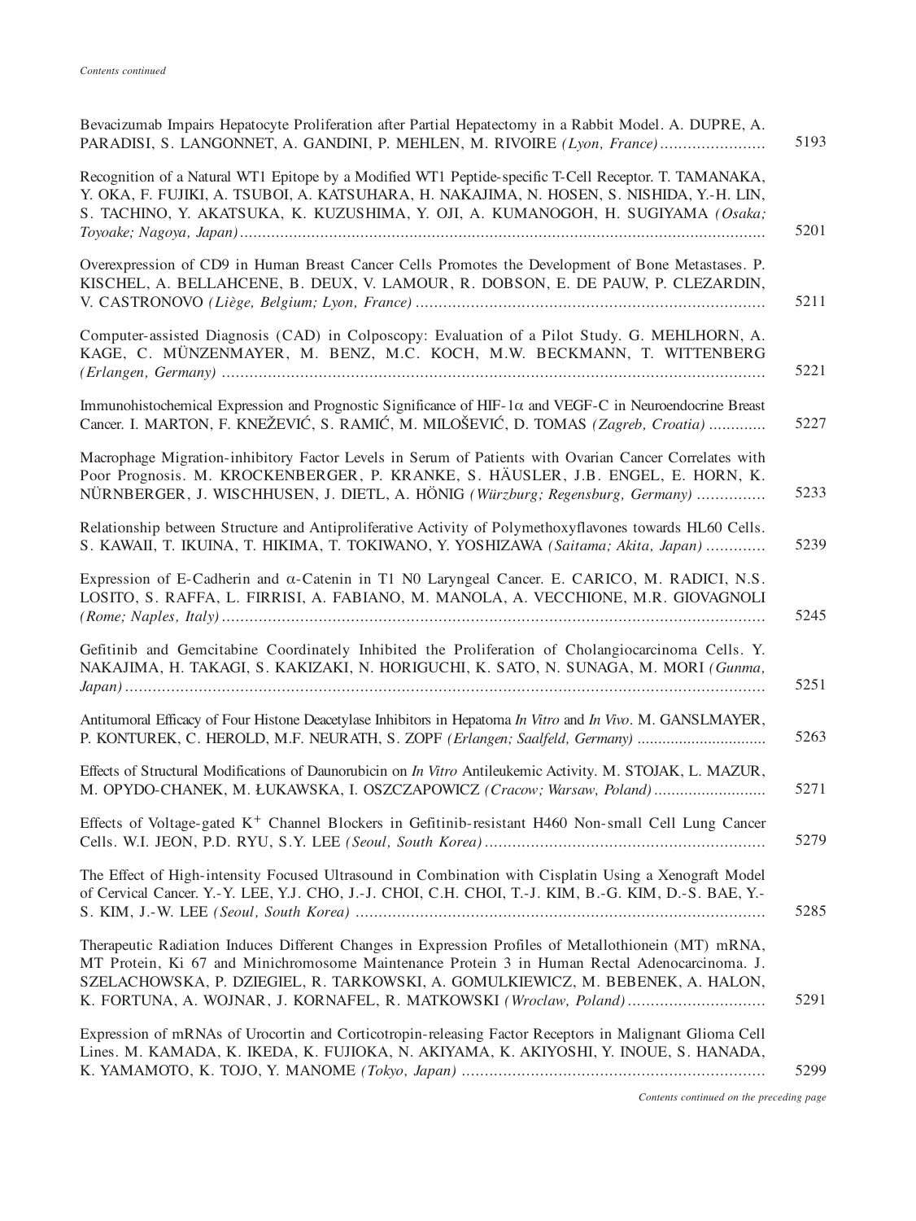*Contents continued*

Bevacizumab Impairs Hepatocyte Proliferation after Partial Hepatectomy in a Rabbit Model. A. DUPRE, A. PARADISI, S. LANGONNET, A. GANDINI, P. MEHLEN, M. RIVOIRE *(Lyon, France)* ....................... 5193

Recognition of a Natural WT1 Epitope by a Modified WT1 Peptide-specific T-Cell Receptor. T. TAMANAKA, Y. OKA, F. FUJIKI, A. TSUBOI, A. KATSUHARA, H. NAKAJIMA, N. HOSEN, S. NISHIDA, Y.-H. LIN, S. TACHINO, Y. AKATSUKA, K. KUZUSHIMA, Y. OJI, A. KUMANOGOH, H. SUGIYAMA *(Osaka; Toyoake; Nagoya, Japan)* .................................................................................................................... 5201

Overexpression of CD9 in Human Breast Cancer Cells Promotes the Development of Bone Metastases. P. KISCHEL, A. BELLAHCENE, B. DEUX, V. LAMOUR, R. DOBSON, E. DE PAUW, P. CLEZARDIN, V. CASTRONOVO *(Liège, Belgium; Lyon, France)* ............................................................................ 5211

Computer-assisted Diagnosis (CAD) in Colposcopy: Evaluation of a Pilot Study. G. MEHLHORN, A. KAGE, C. MÜNZENMAYER, M. BENZ, M.C. KOCH, M.W. BECKMANN, T. WITTENBERG *(Erlangen, Germany)* ...................................................................................................................... 5221

Immunohistochemical Expression and Prognostic Significance of HIF-1α and VEGF-C in Neuroendocrine Breast Cancer. I. MARTON, F. KNEŽEVIĆ, S. RAMIĆ, M. MILOŠEVIĆ, D. TOMAS *(Zagreb, Croatia)* ............. 5227

Macrophage Migration-inhibitory Factor Levels in Serum of Patients with Ovarian Cancer Correlates with Poor Prognosis. M. KROCKENBERGER, P. KRANKE, S. HÄUSLER, J.B. ENGEL, E. HORN, K. NÜRNBERGER, J. WISCHHUSEN, J. DIETL, A. HÖNIG *(Würzburg; Regensburg, Germany)* ............... 5233

Relationship between Structure and Antiproliferative Activity of Polymethoxyflavones towards HL60 Cells. S. KAWAII, T. IKUINA, T. HIKIMA, T. TOKIWANO, Y. YOSHIZAWA *(Saitama; Akita, Japan)* ............. 5239

Expression of E-Cadherin and α-Catenin in T1 N0 Laryngeal Cancer. E. CARICO, M. RADICI, N.S. LOSITO, S. RAFFA, L. FIRRISI, A. FABIANO, M. MANOLA, A. VECCHIONE, M.R. GIOVAGNOLI *(Rome; Naples, Italy)* ...................................................................................................................... 5245

Gefitinib and Gemcitabine Coordinately Inhibited the Proliferation of Cholangiocarcinoma Cells. Y. NAKAJIMA, H. TAKAGI, S. KAKIZAKI, N. HORIGUCHI, K. SATO, N. SUNAGA, M. MORI *(Gunma, Japan)* .......................................................................................................................... 5251

Antitumoral Efficacy of Four Histone Deacetylase Inhibitors in Hepatoma *In Vitro* and *In Vivo*. M. GANSLMAYER, P. KONTUREK, C. HEROLD, M.F. NEURATH, S. ZOPF *(Erlangen; Saalfeld, Germany)* .............................. 5263

Effects of Structural Modifications of Daunorubicin on *In Vitro* Antileukemic Activity. M. STOJAK, L. MAZUR, M. OPYDO-CHANEK, M. ŁUKAWSKA, I. OSZCZAPOWICZ *(Cracow; Warsaw, Poland)* .......................... 5271

Effects of Voltage-gated $K^+$ Channel Blockers in Gefitinib-resistant H460 Non-small Cell Lung Cancer Cells. W.I. JEON, P.D. RYU, S.Y. LEE *(Seoul, South Korea)* ............................................................ 5279

The Effect of High-intensity Focused Ultrasound in Combination with Cisplatin Using a Xenograft Model of Cervical Cancer. Y.-Y. LEE, Y.J. CHO, J.-J. CHOI, C.H. CHOI, T.-J. KIM, B.-G. KIM, D.-S. BAE, Y.-S. KIM, J.-W. LEE *(Seoul, South Korea)* ......................................................................................... 5285

Therapeutic Radiation Induces Different Changes in Expression Profiles of Metallothionein (MT) mRNA, MT Protein, Ki 67 and Minichromosome Maintenance Protein 3 in Human Rectal Adenocarcinoma. J. SZELACHOWSKA, P. DZIEGIEL, R. TARKOWSKI, A. GOMULKIEWICZ, M. BEBENEK, A. HALON, K. FORTUNA, A. WOJNAR, J. KORNAFEL, R. MATKOWSKI *(Wroclaw, Poland)* .............................. 5291

Expression of mRNAs of Urocortin and Corticotropin-releasing Factor Receptors in Malignant Glioma Cell Lines. M. KAMADA, K. IKEDA, K. FUJIOKA, N. AKIYAMA, K. AKIYOSHI, Y. INOUE, S. HANADA, K. YAMAMOTO, K. TOJO, Y. MANOME *(Tokyo, Japan)* ................................................................. 5299

*Contents continued on the preceding page*